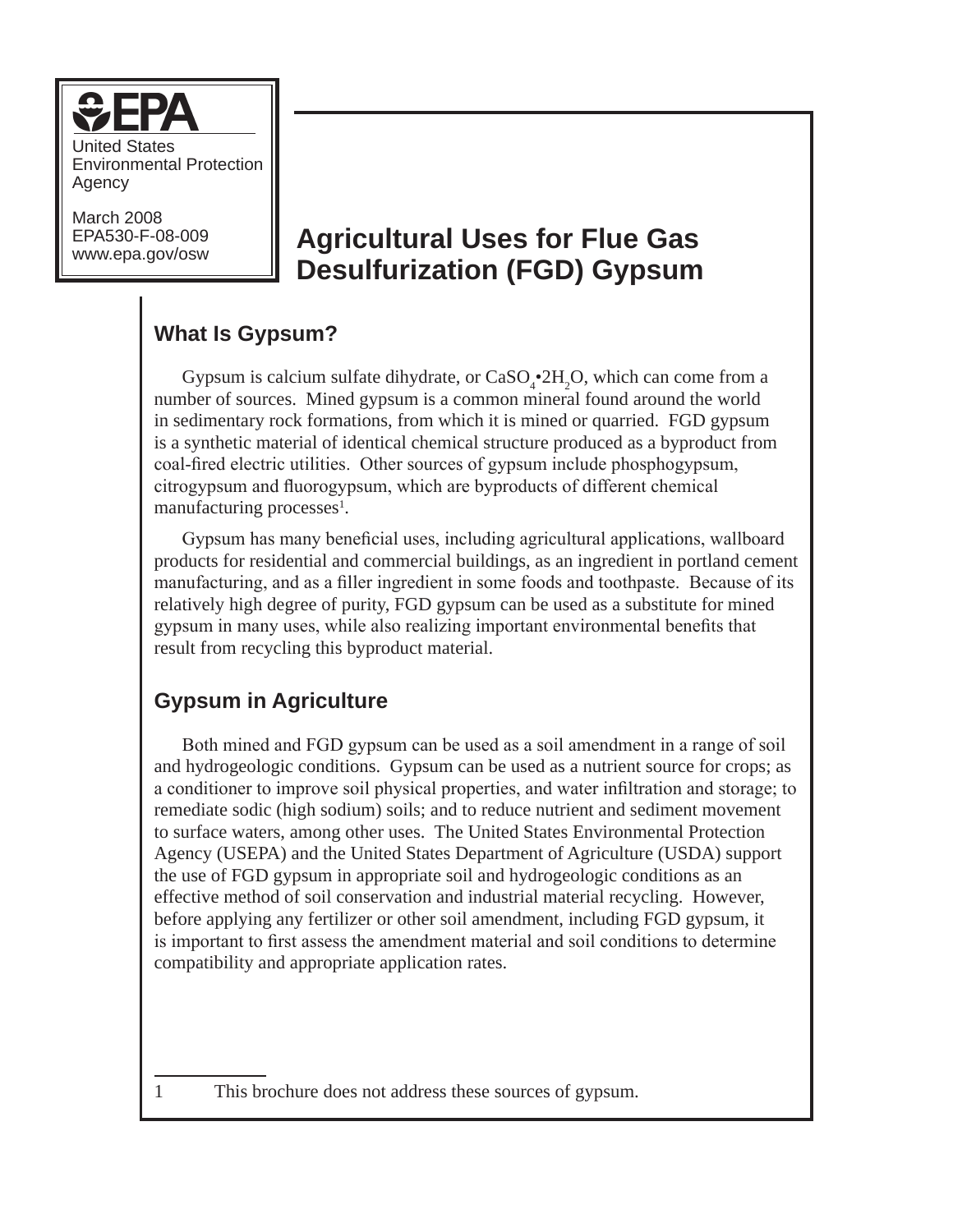EPA

United States Environmental Protection Agency

March 2008
EPA530-F-08-009
www.epa.gov/osw

# Agricultural Uses for Flue Gas Desulfurization (FGD) Gypsum

## What Is Gypsum?

Gypsum is calcium sulfate dihydrate, or $CaSO_4 \cdot 2H_2O$, which can come from a number of sources. Mined gypsum is a common mineral found around the world in sedimentary rock formations, from which it is mined or quarried. FGD gypsum is a synthetic material of identical chemical structure produced as a byproduct from coal-fired electric utilities. Other sources of gypsum include phosphogypsum, citrogypsum and fluorogypsum, which are byproducts of different chemical manufacturing processes[1].

Gypsum has many beneficial uses, including agricultural applications, wallboard products for residential and commercial buildings, as an ingredient in portland cement manufacturing, and as a filler ingredient in some foods and toothpaste. Because of its relatively high degree of purity, FGD gypsum can be used as a substitute for mined gypsum in many uses, while also realizing important environmental benefits that result from recycling this byproduct material.

## Gypsum in Agriculture

Both mined and FGD gypsum can be used as a soil amendment in a range of soil and hydrogeologic conditions. Gypsum can be used as a nutrient source for crops; as a conditioner to improve soil physical properties, and water infiltration and storage; to remediate sodic (high sodium) soils; and to reduce nutrient and sediment movement to surface waters, among other uses. The United States Environmental Protection Agency (USEPA) and the United States Department of Agriculture (USDA) support the use of FGD gypsum in appropriate soil and hydrogeologic conditions as an effective method of soil conservation and industrial material recycling. However, before applying any fertilizer or other soil amendment, including FGD gypsum, it is important to first assess the amendment material and soil conditions to determine compatibility and appropriate application rates.

---

1 This brochure does not address these sources of gypsum.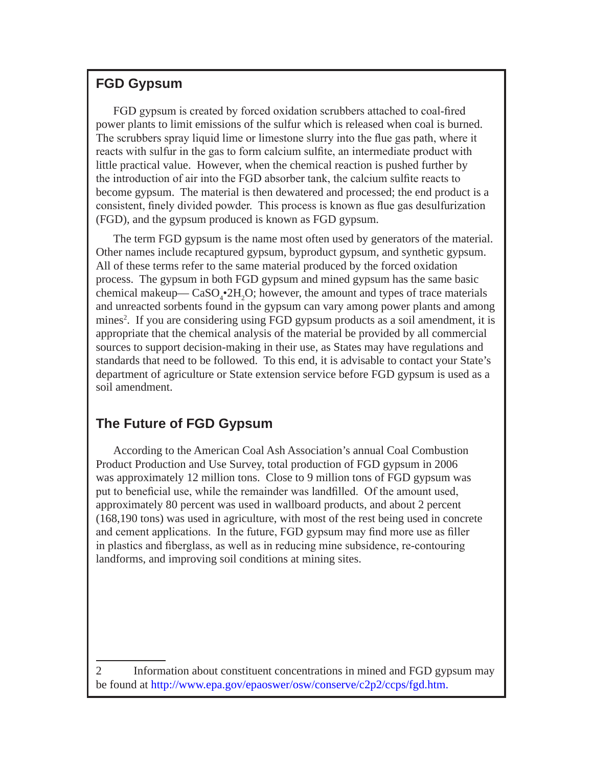## FGD Gypsum

FGD gypsum is created by forced oxidation scrubbers attached to coal-fired power plants to limit emissions of the sulfur which is released when coal is burned. The scrubbers spray liquid lime or limestone slurry into the flue gas path, where it reacts with sulfur in the gas to form calcium sulfite, an intermediate product with little practical value. However, when the chemical reaction is pushed further by the introduction of air into the FGD absorber tank, the calcium sulfite reacts to become gypsum. The material is then dewatered and processed; the end product is a consistent, finely divided powder. This process is known as flue gas desulfurization (FGD), and the gypsum produced is known as FGD gypsum.

The term FGD gypsum is the name most often used by generators of the material. Other names include recaptured gypsum, byproduct gypsum, and synthetic gypsum. All of these terms refer to the same material produced by the forced oxidation process. The gypsum in both FGD gypsum and mined gypsum has the same basic chemical makeup— $CaSO_4 \bullet 2H_2O$; however, the amount and types of trace materials and unreacted sorbents found in the gypsum can vary among power plants and among mines[2]. If you are considering using FGD gypsum products as a soil amendment, it is appropriate that the chemical analysis of the material be provided by all commercial sources to support decision-making in their use, as States may have regulations and standards that need to be followed. To this end, it is advisable to contact your State's department of agriculture or State extension service before FGD gypsum is used as a soil amendment.

## The Future of FGD Gypsum

According to the American Coal Ash Association's annual Coal Combustion Product Production and Use Survey, total production of FGD gypsum in 2006 was approximately 12 million tons. Close to 9 million tons of FGD gypsum was put to beneficial use, while the remainder was landfilled. Of the amount used, approximately 80 percent was used in wallboard products, and about 2 percent (168,190 tons) was used in agriculture, with most of the rest being used in concrete and cement applications. In the future, FGD gypsum may find more use as filler in plastics and fiberglass, as well as in reducing mine subsidence, re-contouring landforms, and improving soil conditions at mining sites.

---

2 Information about constituent concentrations in mined and FGD gypsum may be found at http://www.epa.gov/epaoswer/osw/conserve/c2p2/ccps/fgd.htm.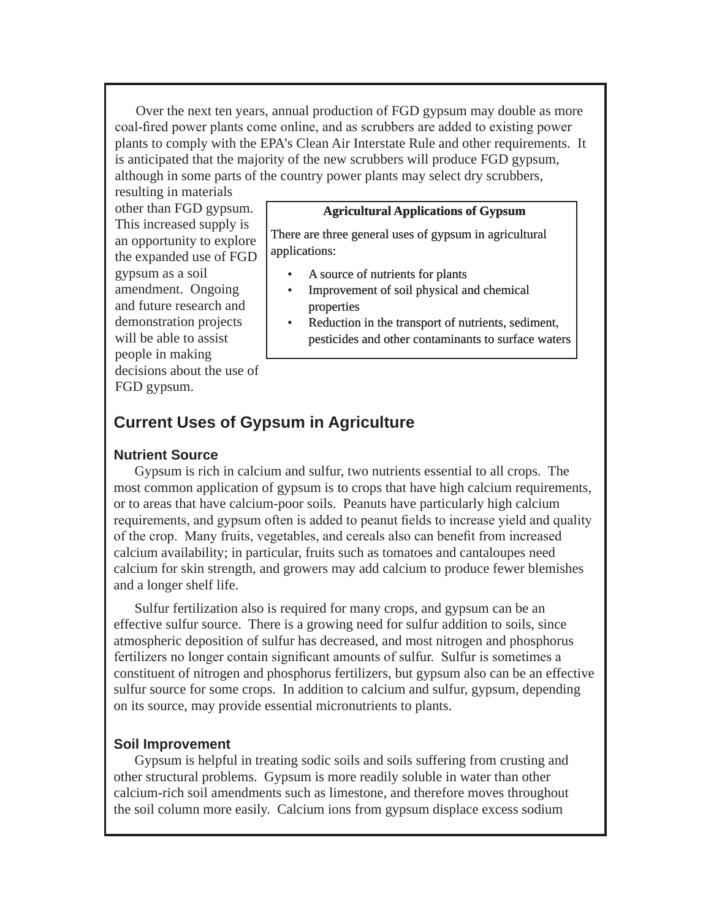Over the next ten years, annual production of FGD gypsum may double as more coal-fired power plants come online, and as scrubbers are added to existing power plants to comply with the EPA's Clean Air Interstate Rule and other requirements. It is anticipated that the majority of the new scrubbers will produce FGD gypsum, although in some parts of the country power plants may select dry scrubbers, resulting in materials other than FGD gypsum. This increased supply is an opportunity to explore the expanded use of FGD gypsum as a soil amendment. Ongoing and future research and demonstration projects will be able to assist people in making decisions about the use of FGD gypsum.

> **Agricultural Applications of Gypsum**
>
> There are three general uses of gypsum in agricultural applications:
>
> - A source of nutrients for plants
> - Improvement of soil physical and chemical properties
> - Reduction in the transport of nutrients, sediment, pesticides and other contaminants to surface waters

## Current Uses of Gypsum in Agriculture

### Nutrient Source

Gypsum is rich in calcium and sulfur, two nutrients essential to all crops. The most common application of gypsum is to crops that have high calcium requirements, or to areas that have calcium-poor soils. Peanuts have particularly high calcium requirements, and gypsum often is added to peanut fields to increase yield and quality of the crop. Many fruits, vegetables, and cereals also can benefit from increased calcium availability; in particular, fruits such as tomatoes and cantaloupes need calcium for skin strength, and growers may add calcium to produce fewer blemishes and a longer shelf life.

Sulfur fertilization also is required for many crops, and gypsum can be an effective sulfur source. There is a growing need for sulfur addition to soils, since atmospheric deposition of sulfur has decreased, and most nitrogen and phosphorus fertilizers no longer contain significant amounts of sulfur. Sulfur is sometimes a constituent of nitrogen and phosphorus fertilizers, but gypsum also can be an effective sulfur source for some crops. In addition to calcium and sulfur, gypsum, depending on its source, may provide essential micronutrients to plants.

### Soil Improvement

Gypsum is helpful in treating sodic soils and soils suffering from crusting and other structural problems. Gypsum is more readily soluble in water than other calcium-rich soil amendments such as limestone, and therefore moves throughout the soil column more easily. Calcium ions from gypsum displace excess sodium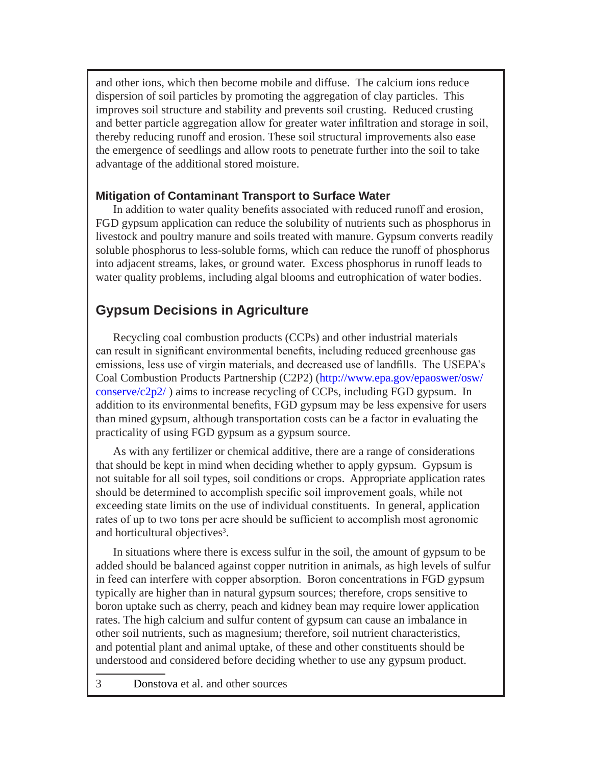and other ions, which then become mobile and diffuse. The calcium ions reduce dispersion of soil particles by promoting the aggregation of clay particles. This improves soil structure and stability and prevents soil crusting. Reduced crusting and better particle aggregation allow for greater water infiltration and storage in soil, thereby reducing runoff and erosion. These soil structural improvements also ease the emergence of seedlings and allow roots to penetrate further into the soil to take advantage of the additional stored moisture.

### Mitigation of Contaminant Transport to Surface Water

In addition to water quality benefits associated with reduced runoff and erosion, FGD gypsum application can reduce the solubility of nutrients such as phosphorus in livestock and poultry manure and soils treated with manure. Gypsum converts readily soluble phosphorus to less-soluble forms, which can reduce the runoff of phosphorus into adjacent streams, lakes, or ground water. Excess phosphorus in runoff leads to water quality problems, including algal blooms and eutrophication of water bodies.

## Gypsum Decisions in Agriculture

Recycling coal combustion products (CCPs) and other industrial materials can result in significant environmental benefits, including reduced greenhouse gas emissions, less use of virgin materials, and decreased use of landfills. The USEPA's Coal Combustion Products Partnership (C2P2) (http://www.epa.gov/epaoswer/osw/conserve/c2p2/ ) aims to increase recycling of CCPs, including FGD gypsum. In addition to its environmental benefits, FGD gypsum may be less expensive for users than mined gypsum, although transportation costs can be a factor in evaluating the practicality of using FGD gypsum as a gypsum source.

As with any fertilizer or chemical additive, there are a range of considerations that should be kept in mind when deciding whether to apply gypsum. Gypsum is not suitable for all soil types, soil conditions or crops. Appropriate application rates should be determined to accomplish specific soil improvement goals, while not exceeding state limits on the use of individual constituents. In general, application rates of up to two tons per acre should be sufficient to accomplish most agronomic and horticultural objectives[3].

In situations where there is excess sulfur in the soil, the amount of gypsum to be added should be balanced against copper nutrition in animals, as high levels of sulfur in feed can interfere with copper absorption. Boron concentrations in FGD gypsum typically are higher than in natural gypsum sources; therefore, crops sensitive to boron uptake such as cherry, peach and kidney bean may require lower application rates. The high calcium and sulfur content of gypsum can cause an imbalance in other soil nutrients, such as magnesium; therefore, soil nutrient characteristics, and potential plant and animal uptake, of these and other constituents should be understood and considered before deciding whether to use any gypsum product.

---

3 Donstova et al. and other sources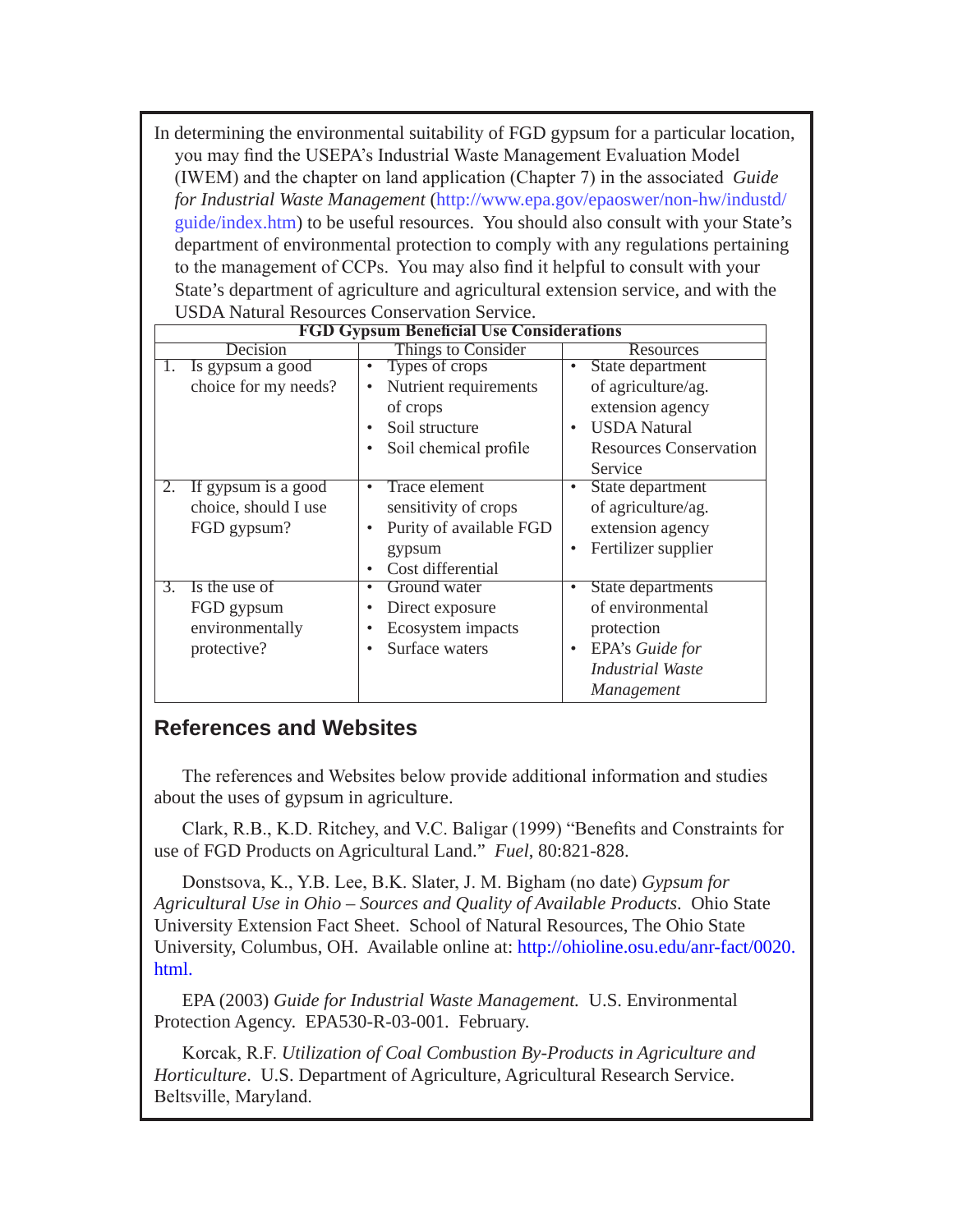In determining the environmental suitability of FGD gypsum for a particular location, you may find the USEPA's Industrial Waste Management Evaluation Model (IWEM) and the chapter on land application (Chapter 7) in the associated *Guide for Industrial Waste Management* (http://www.epa.gov/epaoswer/non-hw/industd/guide/index.htm) to be useful resources. You should also consult with your State's department of environmental protection to comply with any regulations pertaining to the management of CCPs. You may also find it helpful to consult with your State's department of agriculture and agricultural extension service, and with the USDA Natural Resources Conservation Service.

**FGD Gypsum Beneficial Use Considerations**

| Decision | Things to Consider | Resources |
|---|---|---|
| 1. Is gypsum a good choice for my needs? | • Types of crops<br>• Nutrient requirements of crops<br>• Soil structure<br>• Soil chemical profile | • State department of agriculture/ag. extension agency<br>• USDA Natural Resources Conservation Service |
| 2. If gypsum is a good choice, should I use FGD gypsum? | • Trace element sensitivity of crops<br>• Purity of available FGD gypsum<br>• Cost differential | • State department of agriculture/ag. extension agency<br>• Fertilizer supplier |
| 3. Is the use of FGD gypsum environmentally protective? | • Ground water<br>• Direct exposure<br>• Ecosystem impacts<br>• Surface waters | • State departments of environmental protection<br>• EPA's *Guide for Industrial Waste Management* |

## References and Websites

The references and Websites below provide additional information and studies about the uses of gypsum in agriculture.

Clark, R.B., K.D. Ritchey, and V.C. Baligar (1999) "Benefits and Constraints for use of FGD Products on Agricultural Land." *Fuel*, 80:821-828.

Donstsova, K., Y.B. Lee, B.K. Slater, J. M. Bigham (no date) *Gypsum for Agricultural Use in Ohio – Sources and Quality of Available Products*. Ohio State University Extension Fact Sheet. School of Natural Resources, The Ohio State University, Columbus, OH. Available online at: http://ohioline.osu.edu/anr-fact/0020.html.

EPA (2003) *Guide for Industrial Waste Management.* U.S. Environmental Protection Agency. EPA530-R-03-001. February.

Korcak, R.F. *Utilization of Coal Combustion By-Products in Agriculture and Horticulture*. U.S. Department of Agriculture, Agricultural Research Service. Beltsville, Maryland.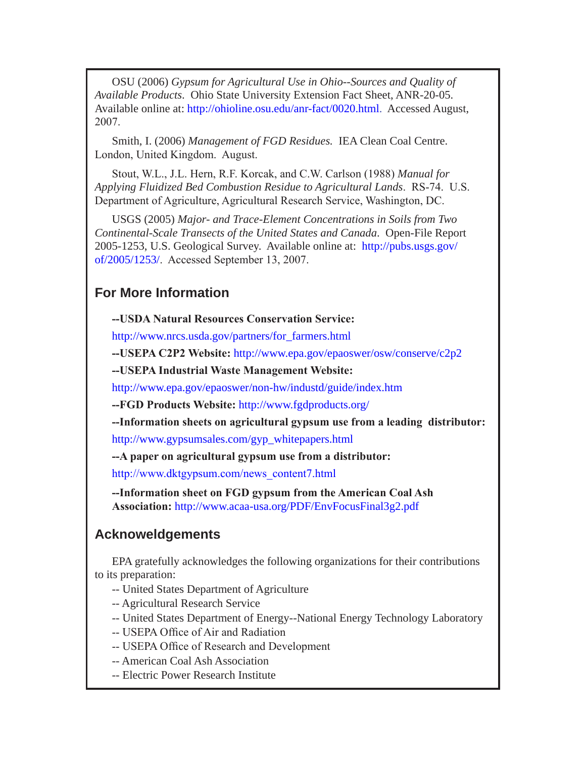OSU (2006) *Gypsum for Agricultural Use in Ohio--Sources and Quality of Available Products*. Ohio State University Extension Fact Sheet, ANR-20-05. Available online at: http://ohioline.osu.edu/anr-fact/0020.html. Accessed August, 2007.

Smith, I. (2006) *Management of FGD Residues.* IEA Clean Coal Centre. London, United Kingdom. August.

Stout, W.L., J.L. Hern, R.F. Korcak, and C.W. Carlson (1988) *Manual for Applying Fluidized Bed Combustion Residue to Agricultural Lands*. RS-74. U.S. Department of Agriculture, Agricultural Research Service, Washington, DC.

USGS (2005) *Major- and Trace-Element Concentrations in Soils from Two Continental-Scale Transects of the United States and Canada*. Open-File Report 2005-1253, U.S. Geological Survey. Available online at: http://pubs.usgs.gov/of/2005/1253/. Accessed September 13, 2007.

## For More Information

**--USDA Natural Resources Conservation Service:**

http://www.nrcs.usda.gov/partners/for_farmers.html

**--USEPA C2P2 Website:** http://www.epa.gov/epaoswer/osw/conserve/c2p2

**--USEPA Industrial Waste Management Website:**

http://www.epa.gov/epaoswer/non-hw/industd/guide/index.htm

**--FGD Products Website:** http://www.fgdproducts.org/

**--Information sheets on agricultural gypsum use from a leading distributor:**

http://www.gypsumsales.com/gyp_whitepapers.html

**--A paper on agricultural gypsum use from a distributor:**

http://www.dktgypsum.com/news_content7.html

**--Information sheet on FGD gypsum from the American Coal Ash Association:** http://www.acaa-usa.org/PDF/EnvFocusFinal3g2.pdf

## Acknoweldgements

EPA gratefully acknowledges the following organizations for their contributions to its preparation:

-- United States Department of Agriculture
-- Agricultural Research Service
-- United States Department of Energy--National Energy Technology Laboratory
-- USEPA Office of Air and Radiation
-- USEPA Office of Research and Development
-- American Coal Ash Association
-- Electric Power Research Institute